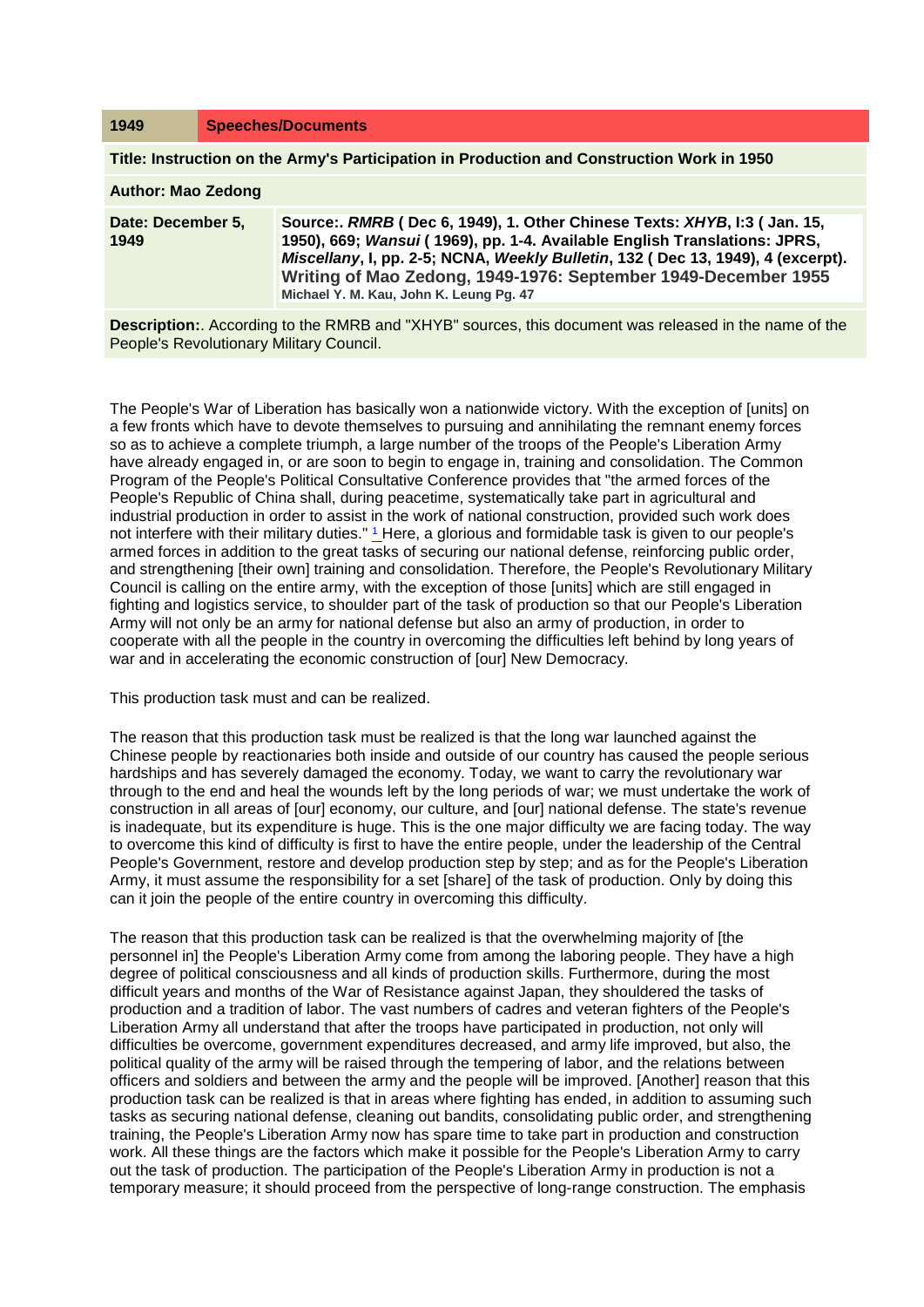| 1949 | Speeches/Documents |
|---|---|

**Title: Instruction on the Army's Participation in Production and Construction Work in 1950**

**Author: Mao Zedong**

| | |
|---|---|
| **Date: December 5, 1949** | **Source:. *RMRB* ( Dec 6, 1949), 1. Other Chinese Texts: *XHYB*, I:3 ( Jan. 15, 1950), 669; *Wansui* ( 1969), pp. 1-4. Available English Translations: JPRS, *Miscellany*, I, pp. 2-5; NCNA, *Weekly Bulletin*, 132 ( Dec 13, 1949), 4 (excerpt).** **Writing of Mao Zedong, 1949-1976: September 1949-December 1955** **Michael Y. M. Kau, John K. Leung Pg. 47** |

**Description:**. According to the RMRB and "XHYB" sources, this document was released in the name of the People's Revolutionary Military Council.

The People's War of Liberation has basically won a nationwide victory. With the exception of [units] on a few fronts which have to devote themselves to pursuing and annihilating the remnant enemy forces so as to achieve a complete triumph, a large number of the troops of the People's Liberation Army have already engaged in, or are soon to begin to engage in, training and consolidation. The Common Program of the People's Political Consultative Conference provides that "the armed forces of the People's Republic of China shall, during peacetime, systematically take part in agricultural and industrial production in order to assist in the work of national construction, provided such work does not interfere with their military duties." [1] Here, a glorious and formidable task is given to our people's armed forces in addition to the great tasks of securing our national defense, reinforcing public order, and strengthening [their own] training and consolidation. Therefore, the People's Revolutionary Military Council is calling on the entire army, with the exception of those [units] which are still engaged in fighting and logistics service, to shoulder part of the task of production so that our People's Liberation Army will not only be an army for national defense but also an army of production, in order to cooperate with all the people in the country in overcoming the difficulties left behind by long years of war and in accelerating the economic construction of [our] New Democracy.

This production task must and can be realized.

The reason that this production task must be realized is that the long war launched against the Chinese people by reactionaries both inside and outside of our country has caused the people serious hardships and has severely damaged the economy. Today, we want to carry the revolutionary war through to the end and heal the wounds left by the long periods of war; we must undertake the work of construction in all areas of [our] economy, our culture, and [our] national defense. The state's revenue is inadequate, but its expenditure is huge. This is the one major difficulty we are facing today. The way to overcome this kind of difficulty is first to have the entire people, under the leadership of the Central People's Government, restore and develop production step by step; and as for the People's Liberation Army, it must assume the responsibility for a set [share] of the task of production. Only by doing this can it join the people of the entire country in overcoming this difficulty.

The reason that this production task can be realized is that the overwhelming majority of [the personnel in] the People's Liberation Army come from among the laboring people. They have a high degree of political consciousness and all kinds of production skills. Furthermore, during the most difficult years and months of the War of Resistance against Japan, they shouldered the tasks of production and a tradition of labor. The vast numbers of cadres and veteran fighters of the People's Liberation Army all understand that after the troops have participated in production, not only will difficulties be overcome, government expenditures decreased, and army life improved, but also, the political quality of the army will be raised through the tempering of labor, and the relations between officers and soldiers and between the army and the people will be improved. [Another] reason that this production task can be realized is that in areas where fighting has ended, in addition to assuming such tasks as securing national defense, cleaning out bandits, consolidating public order, and strengthening training, the People's Liberation Army now has spare time to take part in production and construction work. All these things are the factors which make it possible for the People's Liberation Army to carry out the task of production. The participation of the People's Liberation Army in production is not a temporary measure; it should proceed from the perspective of long-range construction. The emphasis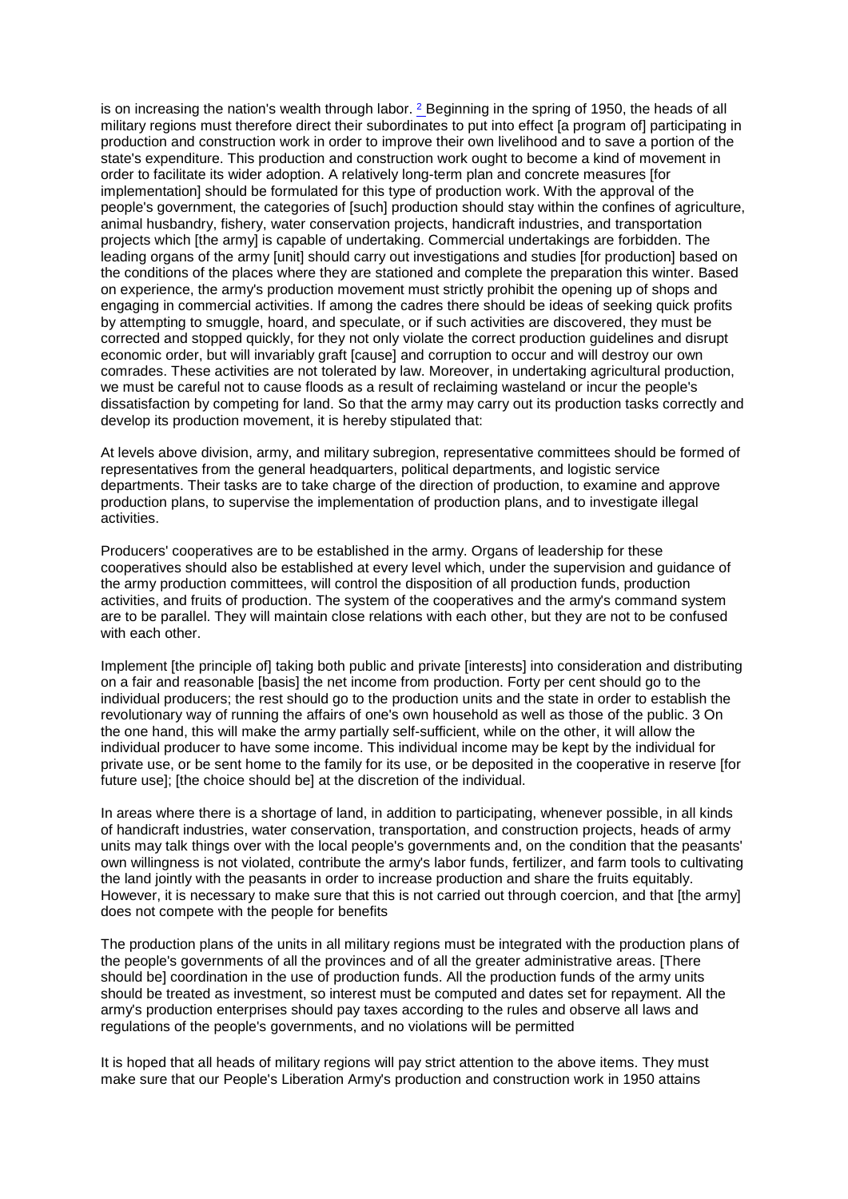is on increasing the nation's wealth through labor. [2] Beginning in the spring of 1950, the heads of all military regions must therefore direct their subordinates to put into effect [a program of] participating in production and construction work in order to improve their own livelihood and to save a portion of the state's expenditure. This production and construction work ought to become a kind of movement in order to facilitate its wider adoption. A relatively long-term plan and concrete measures [for implementation] should be formulated for this type of production work. With the approval of the people's government, the categories of [such] production should stay within the confines of agriculture, animal husbandry, fishery, water conservation projects, handicraft industries, and transportation projects which [the army] is capable of undertaking. Commercial undertakings are forbidden. The leading organs of the army [unit] should carry out investigations and studies [for production] based on the conditions of the places where they are stationed and complete the preparation this winter. Based on experience, the army's production movement must strictly prohibit the opening up of shops and engaging in commercial activities. If among the cadres there should be ideas of seeking quick profits by attempting to smuggle, hoard, and speculate, or if such activities are discovered, they must be corrected and stopped quickly, for they not only violate the correct production guidelines and disrupt economic order, but will invariably graft [cause] and corruption to occur and will destroy our own comrades. These activities are not tolerated by law. Moreover, in undertaking agricultural production, we must be careful not to cause floods as a result of reclaiming wasteland or incur the people's dissatisfaction by competing for land. So that the army may carry out its production tasks correctly and develop its production movement, it is hereby stipulated that:

At levels above division, army, and military subregion, representative committees should be formed of representatives from the general headquarters, political departments, and logistic service departments. Their tasks are to take charge of the direction of production, to examine and approve production plans, to supervise the implementation of production plans, and to investigate illegal activities.

Producers' cooperatives are to be established in the army. Organs of leadership for these cooperatives should also be established at every level which, under the supervision and guidance of the army production committees, will control the disposition of all production funds, production activities, and fruits of production. The system of the cooperatives and the army's command system are to be parallel. They will maintain close relations with each other, but they are not to be confused with each other.

Implement [the principle of] taking both public and private [interests] into consideration and distributing on a fair and reasonable [basis] the net income from production. Forty per cent should go to the individual producers; the rest should go to the production units and the state in order to establish the revolutionary way of running the affairs of one's own household as well as those of the public. 3 On the one hand, this will make the army partially self-sufficient, while on the other, it will allow the individual producer to have some income. This individual income may be kept by the individual for private use, or be sent home to the family for its use, or be deposited in the cooperative in reserve [for future use]; [the choice should be] at the discretion of the individual.

In areas where there is a shortage of land, in addition to participating, whenever possible, in all kinds of handicraft industries, water conservation, transportation, and construction projects, heads of army units may talk things over with the local people's governments and, on the condition that the peasants' own willingness is not violated, contribute the army's labor funds, fertilizer, and farm tools to cultivating the land jointly with the peasants in order to increase production and share the fruits equitably. However, it is necessary to make sure that this is not carried out through coercion, and that [the army] does not compete with the people for benefits

The production plans of the units in all military regions must be integrated with the production plans of the people's governments of all the provinces and of all the greater administrative areas. [There should be] coordination in the use of production funds. All the production funds of the army units should be treated as investment, so interest must be computed and dates set for repayment. All the army's production enterprises should pay taxes according to the rules and observe all laws and regulations of the people's governments, and no violations will be permitted

It is hoped that all heads of military regions will pay strict attention to the above items. They must make sure that our People's Liberation Army's production and construction work in 1950 attains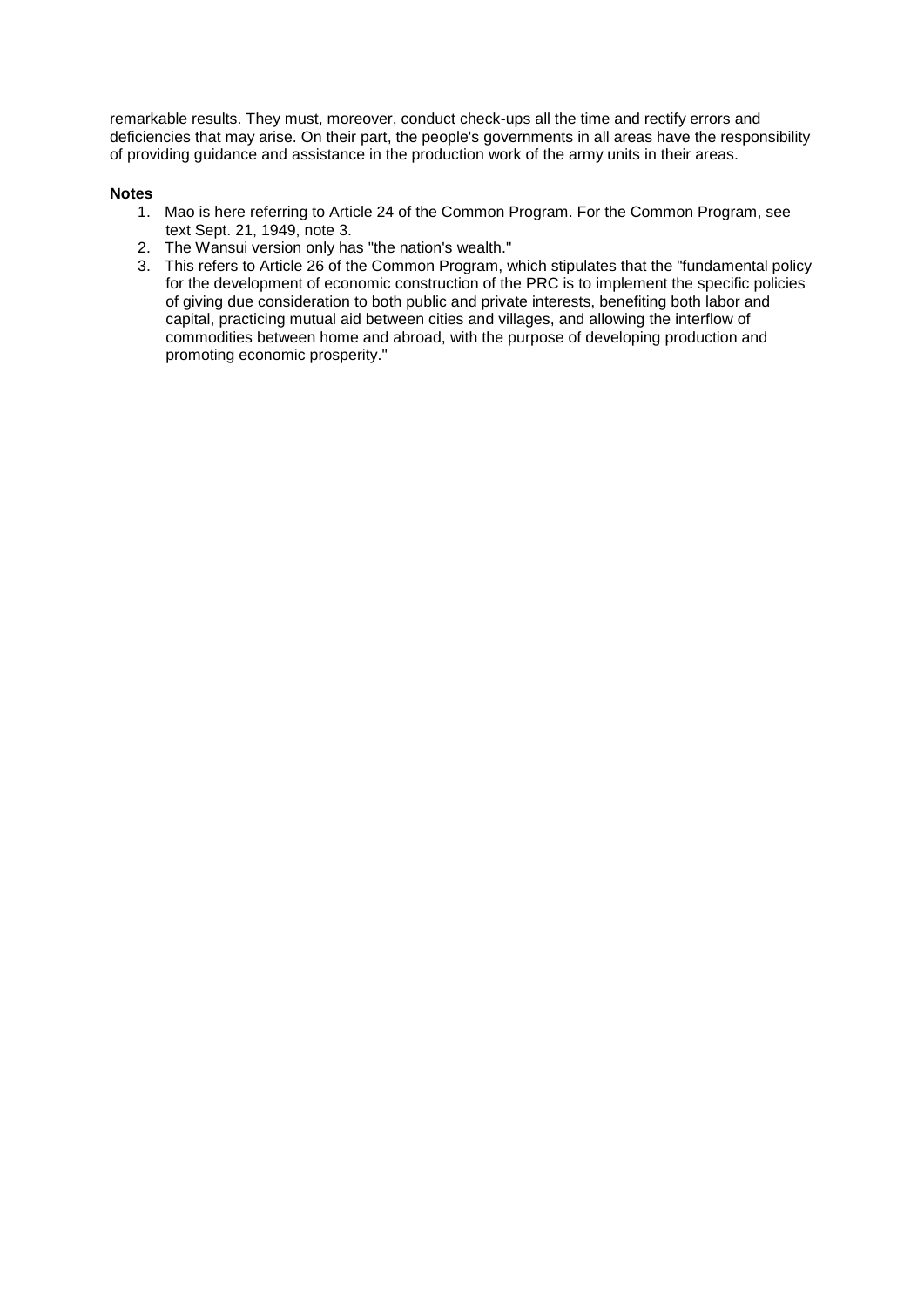remarkable results. They must, moreover, conduct check-ups all the time and rectify errors and deficiencies that may arise. On their part, the people's governments in all areas have the responsibility of providing guidance and assistance in the production work of the army units in their areas.

**Notes**

1. Mao is here referring to Article 24 of the Common Program. For the Common Program, see text Sept. 21, 1949, note 3.
2. The Wansui version only has "the nation's wealth."
3. This refers to Article 26 of the Common Program, which stipulates that the "fundamental policy for the development of economic construction of the PRC is to implement the specific policies of giving due consideration to both public and private interests, benefiting both labor and capital, practicing mutual aid between cities and villages, and allowing the interflow of commodities between home and abroad, with the purpose of developing production and promoting economic prosperity."